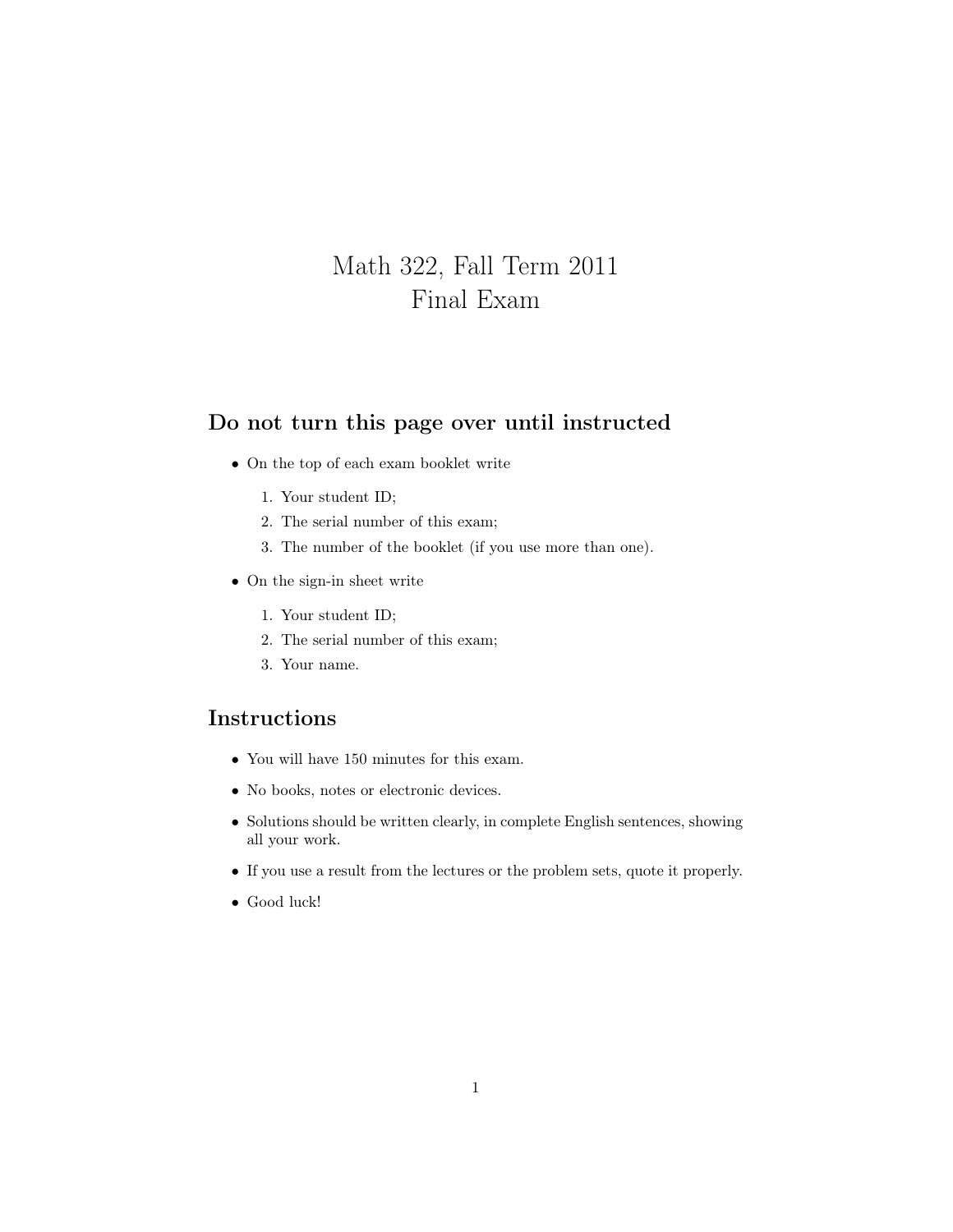# Math 322, Fall Term 2011
# Final Exam

## Do not turn this page over until instructed

- On the top of each exam booklet write
  1. Your student ID;
  2. The serial number of this exam;
  3. The number of the booklet (if you use more than one).
- On the sign-in sheet write
  1. Your student ID;
  2. The serial number of this exam;
  3. Your name.

## Instructions

- You will have 150 minutes for this exam.
- No books, notes or electronic devices.
- Solutions should be written clearly, in complete English sentences, showing all your work.
- If you use a result from the lectures or the problem sets, quote it properly.
- Good luck!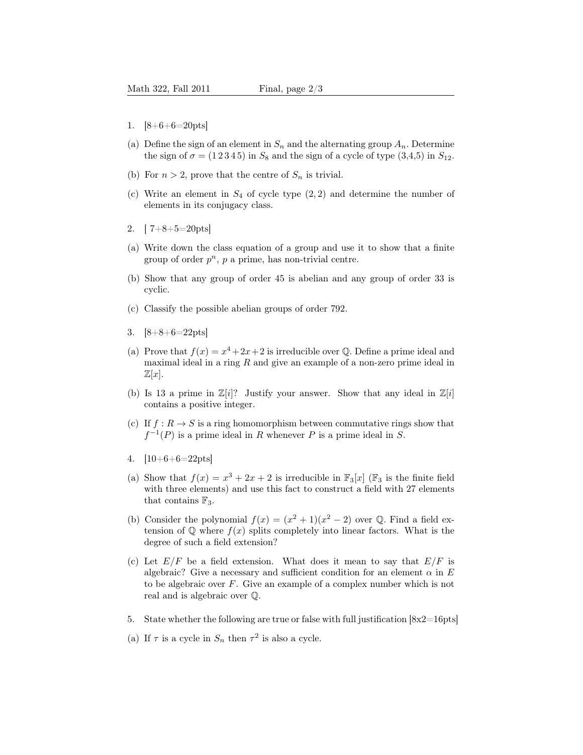1. [8+6+6=20pts]

(a) Define the sign of an element in $S_n$ and the alternating group $A_n$. Determine the sign of $\sigma = (1\,2\,3\,4\,5)$ in $S_8$ and the sign of a cycle of type (3,4,5) in $S_{12}$.

(b) For $n > 2$, prove that the centre of $S_n$ is trivial.

(c) Write an element in $S_4$ of cycle type $(2, 2)$ and determine the number of elements in its conjugacy class.

2. [ 7+8+5=20pts]

(a) Write down the class equation of a group and use it to show that a finite group of order $p^n$, $p$ a prime, has non-trivial centre.

(b) Show that any group of order 45 is abelian and any group of order 33 is cyclic.

(c) Classify the possible abelian groups of order 792.

3. [8+8+6=22pts]

(a) Prove that $f(x) = x^4 + 2x + 2$ is irreducible over $\mathbb{Q}$. Define a prime ideal and maximal ideal in a ring $R$ and give an example of a non-zero prime ideal in $\mathbb{Z}[x]$.

(b) Is 13 a prime in $\mathbb{Z}[i]$? Justify your answer. Show that any ideal in $\mathbb{Z}[i]$ contains a positive integer.

(c) If $f : R \to S$ is a ring homomorphism between commutative rings show that $f^{-1}(P)$ is a prime ideal in $R$ whenever $P$ is a prime ideal in $S$.

4. [10+6+6=22pts]

(a) Show that $f(x) = x^3 + 2x + 2$ is irreducible in $\mathbb{F}_3[x]$ ($\mathbb{F}_3$ is the finite field with three elements) and use this fact to construct a field with 27 elements that contains $\mathbb{F}_3$.

(b) Consider the polynomial $f(x) = (x^2 + 1)(x^2 - 2)$ over $\mathbb{Q}$. Find a field extension of $\mathbb{Q}$ where $f(x)$ splits completely into linear factors. What is the degree of such a field extension?

(c) Let $E/F$ be a field extension. What does it mean to say that $E/F$ is algebraic? Give a necessary and sufficient condition for an element $\alpha$ in $E$ to be algebraic over $F$. Give an example of a complex number which is not real and is algebraic over $\mathbb{Q}$.

5. State whether the following are true or false with full justification [8x2=16pts]

(a) If $\tau$ is a cycle in $S_n$ then $\tau^2$ is also a cycle.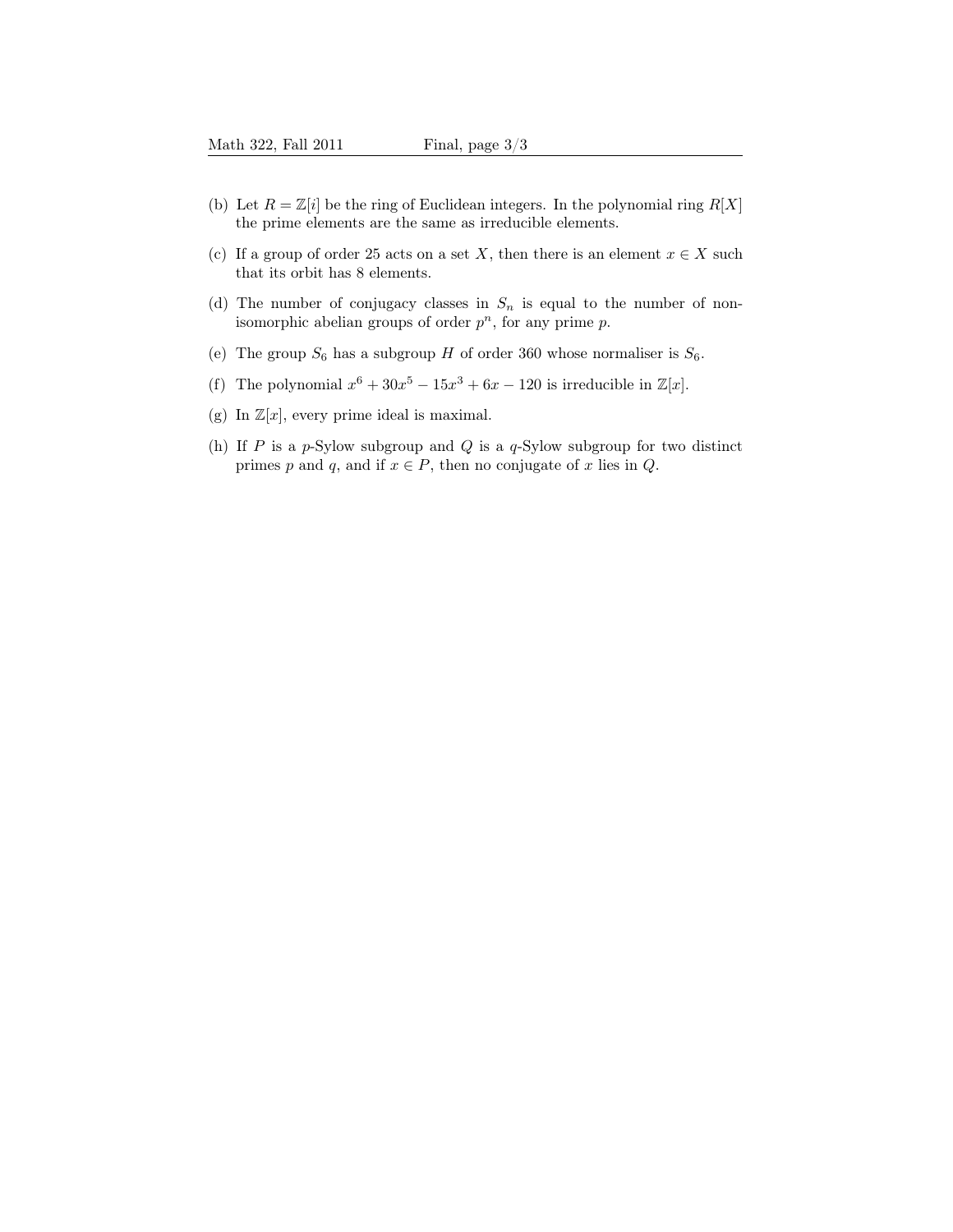(b) Let $R = \mathbb{Z}[i]$ be the ring of Euclidean integers. In the polynomial ring $R[X]$ the prime elements are the same as irreducible elements.

(c) If a group of order 25 acts on a set $X$, then there is an element $x \in X$ such that its orbit has 8 elements.

(d) The number of conjugacy classes in $S_n$ is equal to the number of non-isomorphic abelian groups of order $p^n$, for any prime $p$.

(e) The group $S_6$ has a subgroup $H$ of order 360 whose normaliser is $S_6$.

(f) The polynomial $x^6 + 30x^5 - 15x^3 + 6x - 120$ is irreducible in $\mathbb{Z}[x]$.

(g) In $\mathbb{Z}[x]$, every prime ideal is maximal.

(h) If $P$ is a $p$-Sylow subgroup and $Q$ is a $q$-Sylow subgroup for two distinct primes $p$ and $q$, and if $x \in P$, then no conjugate of $x$ lies in $Q$.